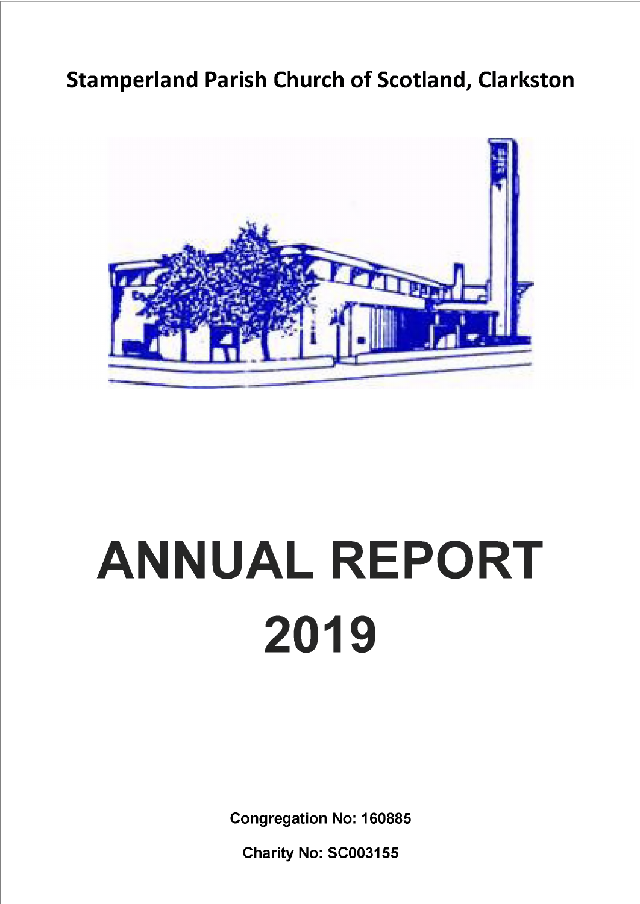## Stamperland Parish Church of Scotland, Clarkston

# ANNUAL REPORT 2019

**Congregation No: 160885**

**Charity No: SC003155**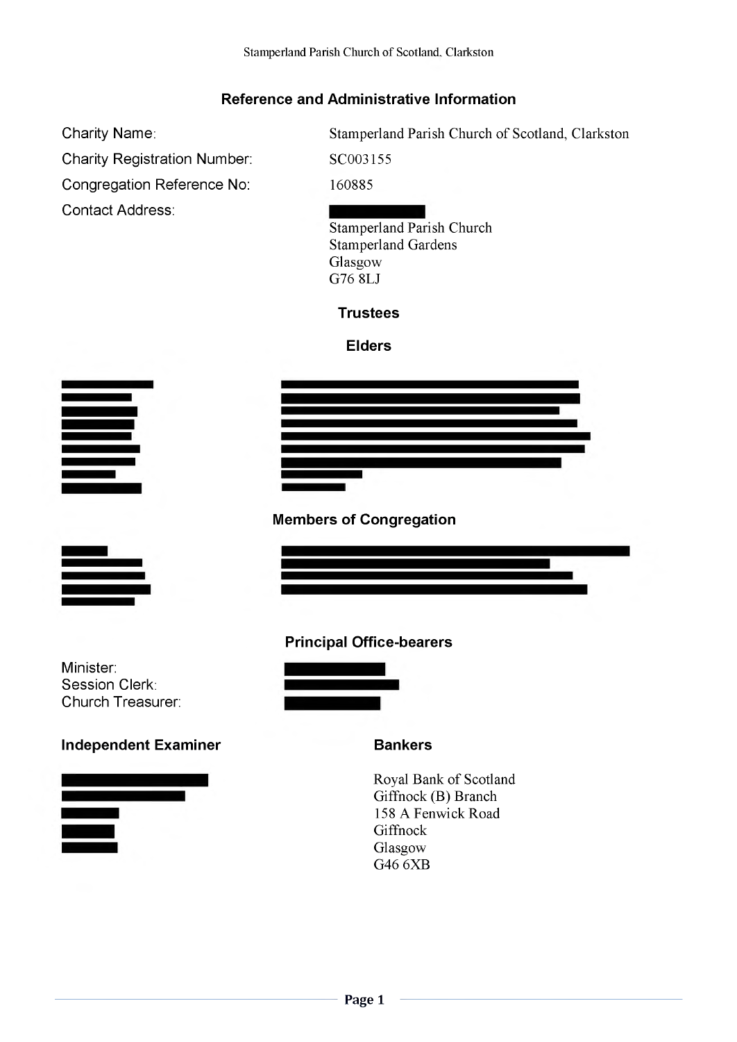## Reference and Administrative Information

| | |
|---|---|
| Charity Name: | Stamperland Parish Church of Scotland, Clarkston |
| Charity Registration Number: | SC003155 |
| Congregation Reference No: | 160885 |
| Contact Address: | Stamperland Parish Church<br>Stamperland Gardens<br>Glasgow<br>G76 8LJ |

### Trustees

#### Elders

#### Members of Congregation

### Principal Office-bearers

Minister:
Session Clerk:
Church Treasurer:

### Independent Examiner

### Bankers

Royal Bank of Scotland
Giffnock (B) Branch
158 A Fenwick Road
Giffnock
Glasgow
G46 6XB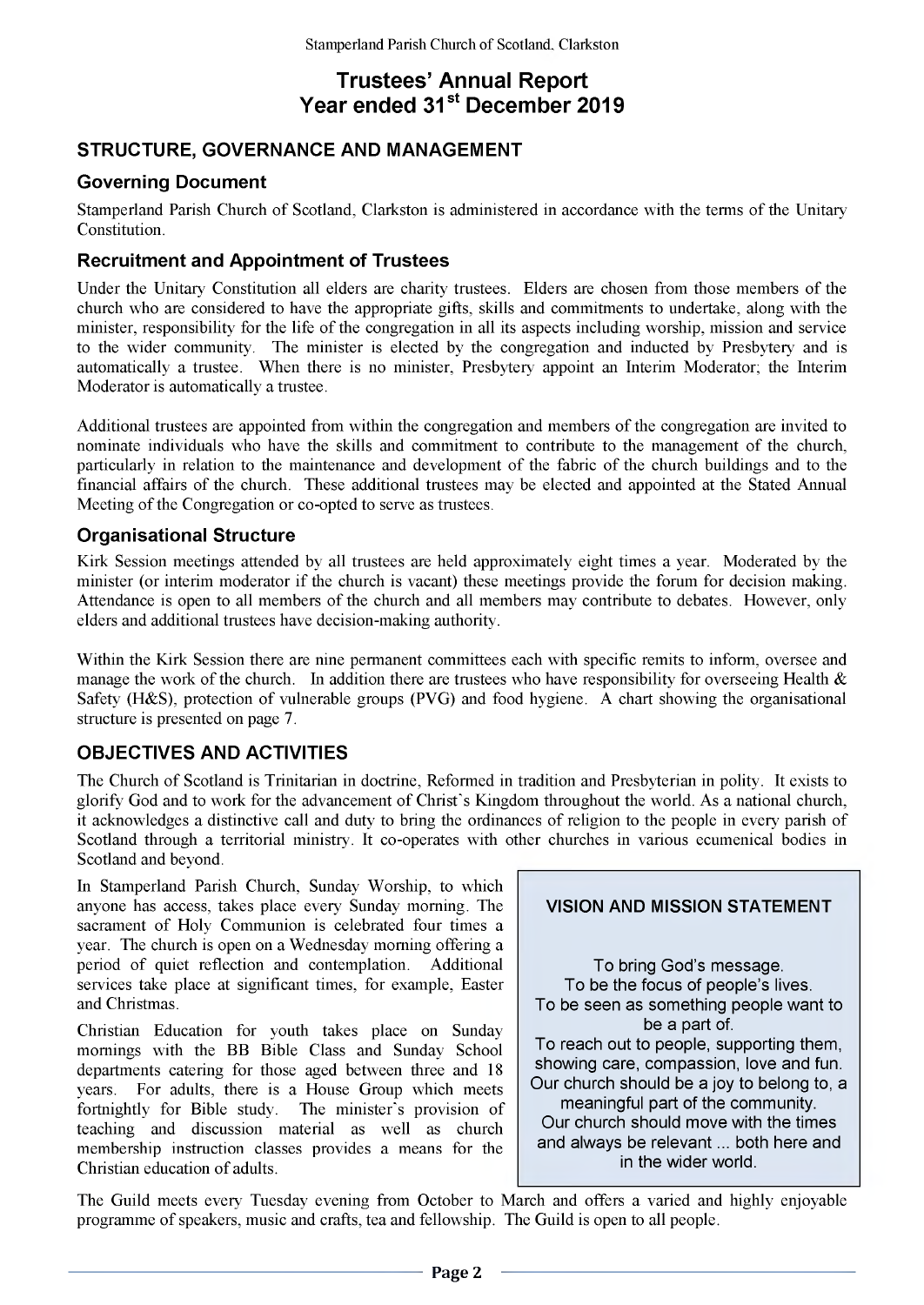# Trustees' Annual Report
# Year ended 31st December 2019

## STRUCTURE, GOVERNANCE AND MANAGEMENT

### Governing Document

Stamperland Parish Church of Scotland, Clarkston is administered in accordance with the terms of the Unitary Constitution.

### Recruitment and Appointment of Trustees

Under the Unitary Constitution all elders are charity trustees. Elders are chosen from those members of the church who are considered to have the appropriate gifts, skills and commitments to undertake, along with the minister, responsibility for the life of the congregation in all its aspects including worship, mission and service to the wider community. The minister is elected by the congregation and inducted by Presbytery and is automatically a trustee. When there is no minister, Presbytery appoint an Interim Moderator; the Interim Moderator is automatically a trustee.

Additional trustees are appointed from within the congregation and members of the congregation are invited to nominate individuals who have the skills and commitment to contribute to the management of the church, particularly in relation to the maintenance and development of the fabric of the church buildings and to the financial affairs of the church. These additional trustees may be elected and appointed at the Stated Annual Meeting of the Congregation or co-opted to serve as trustees.

### Organisational Structure

Kirk Session meetings attended by all trustees are held approximately eight times a year. Moderated by the minister (or interim moderator if the church is vacant) these meetings provide the forum for decision making. Attendance is open to all members of the church and all members may contribute to debates. However, only elders and additional trustees have decision-making authority.

Within the Kirk Session there are nine permanent committees each with specific remits to inform, oversee and manage the work of the church. In addition there are trustees who have responsibility for overseeing Health & Safety (H&S), protection of vulnerable groups (PVG) and food hygiene. A chart showing the organisational structure is presented on page 7.

## OBJECTIVES AND ACTIVITIES

The Church of Scotland is Trinitarian in doctrine, Reformed in tradition and Presbyterian in polity. It exists to glorify God and to work for the advancement of Christ's Kingdom throughout the world. As a national church, it acknowledges a distinctive call and duty to bring the ordinances of religion to the people in every parish of Scotland through a territorial ministry. It co-operates with other churches in various ecumenical bodies in Scotland and beyond.

In Stamperland Parish Church, Sunday Worship, to which anyone has access, takes place every Sunday morning. The sacrament of Holy Communion is celebrated four times a year. The church is open on a Wednesday morning offering a period of quiet reflection and contemplation. Additional services take place at significant times, for example, Easter and Christmas.

Christian Education for youth takes place on Sunday mornings with the BB Bible Class and Sunday School departments catering for those aged between three and 18 years. For adults, there is a House Group which meets fortnightly for Bible study. The minister's provision of teaching and discussion material as well as church membership instruction classes provides a means for the Christian education of adults.

> **VISION AND MISSION STATEMENT**
>
> To bring God's message.
> To be the focus of people's lives.
> To be seen as something people want to be a part of.
> To reach out to people, supporting them, showing care, compassion, love and fun.
> Our church should be a joy to belong to, a meaningful part of the community.
> Our church should move with the times and always be relevant ... both here and in the wider world.

The Guild meets every Tuesday evening from October to March and offers a varied and highly enjoyable programme of speakers, music and crafts, tea and fellowship. The Guild is open to all people.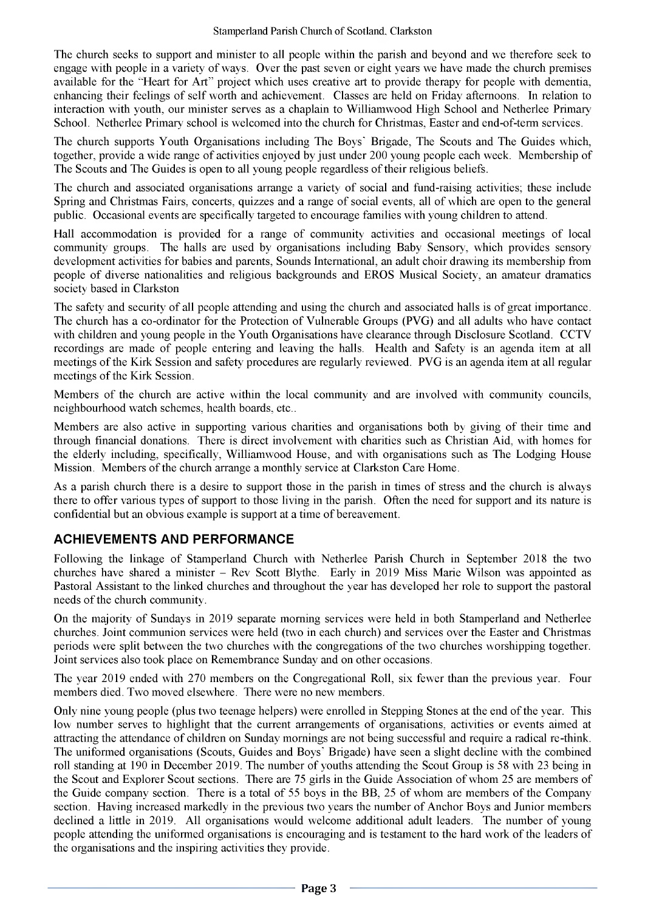The church seeks to support and minister to all people within the parish and beyond and we therefore seek to engage with people in a variety of ways. Over the past seven or eight years we have made the church premises available for the "Heart for Art" project which uses creative art to provide therapy for people with dementia, enhancing their feelings of self worth and achievement. Classes are held on Friday afternoons. In relation to interaction with youth, our minister serves as a chaplain to Williamwood High School and Netherlee Primary School. Netherlee Primary school is welcomed into the church for Christmas, Easter and end-of-term services.

The church supports Youth Organisations including The Boys' Brigade, The Scouts and The Guides which, together, provide a wide range of activities enjoyed by just under 200 young people each week. Membership of The Scouts and The Guides is open to all young people regardless of their religious beliefs.

The church and associated organisations arrange a variety of social and fund-raising activities; these include Spring and Christmas Fairs, concerts, quizzes and a range of social events, all of which are open to the general public. Occasional events are specifically targeted to encourage families with young children to attend.

Hall accommodation is provided for a range of community activities and occasional meetings of local community groups. The halls are used by organisations including Baby Sensory, which provides sensory development activities for babies and parents, Sounds International, an adult choir drawing its membership from people of diverse nationalities and religious backgrounds and EROS Musical Society, an amateur dramatics society based in Clarkston

The safety and security of all people attending and using the church and associated halls is of great importance. The church has a co-ordinator for the Protection of Vulnerable Groups (PVG) and all adults who have contact with children and young people in the Youth Organisations have clearance through Disclosure Scotland. CCTV recordings are made of people entering and leaving the halls. Health and Safety is an agenda item at all meetings of the Kirk Session and safety procedures are regularly reviewed. PVG is an agenda item at all regular meetings of the Kirk Session.

Members of the church are active within the local community and are involved with community councils, neighbourhood watch schemes, health boards, etc..

Members are also active in supporting various charities and organisations both by giving of their time and through financial donations. There is direct involvement with charities such as Christian Aid, with homes for the elderly including, specifically, Williamwood House, and with organisations such as The Lodging House Mission. Members of the church arrange a monthly service at Clarkston Care Home.

As a parish church there is a desire to support those in the parish in times of stress and the church is always there to offer various types of support to those living in the parish. Often the need for support and its nature is confidential but an obvious example is support at a time of bereavement.

## ACHIEVEMENTS AND PERFORMANCE

Following the linkage of Stamperland Church with Netherlee Parish Church in September 2018 the two churches have shared a minister – Rev Scott Blythe. Early in 2019 Miss Marie Wilson was appointed as Pastoral Assistant to the linked churches and throughout the year has developed her role to support the pastoral needs of the church community.

On the majority of Sundays in 2019 separate morning services were held in both Stamperland and Netherlee churches. Joint communion services were held (two in each church) and services over the Easter and Christmas periods were split between the two churches with the congregations of the two churches worshipping together. Joint services also took place on Remembrance Sunday and on other occasions.

The year 2019 ended with 270 members on the Congregational Roll, six fewer than the previous year. Four members died. Two moved elsewhere. There were no new members.

Only nine young people (plus two teenage helpers) were enrolled in Stepping Stones at the end of the year. This low number serves to highlight that the current arrangements of organisations, activities or events aimed at attracting the attendance of children on Sunday mornings are not being successful and require a radical re-think. The uniformed organisations (Scouts, Guides and Boys' Brigade) have seen a slight decline with the combined roll standing at 190 in December 2019. The number of youths attending the Scout Group is 58 with 23 being in the Scout and Explorer Scout sections. There are 75 girls in the Guide Association of whom 25 are members of the Guide company section. There is a total of 55 boys in the BB, 25 of whom are members of the Company section. Having increased markedly in the previous two years the number of Anchor Boys and Junior members declined a little in 2019. All organisations would welcome additional adult leaders. The number of young people attending the uniformed organisations is encouraging and is testament to the hard work of the leaders of the organisations and the inspiring activities they provide.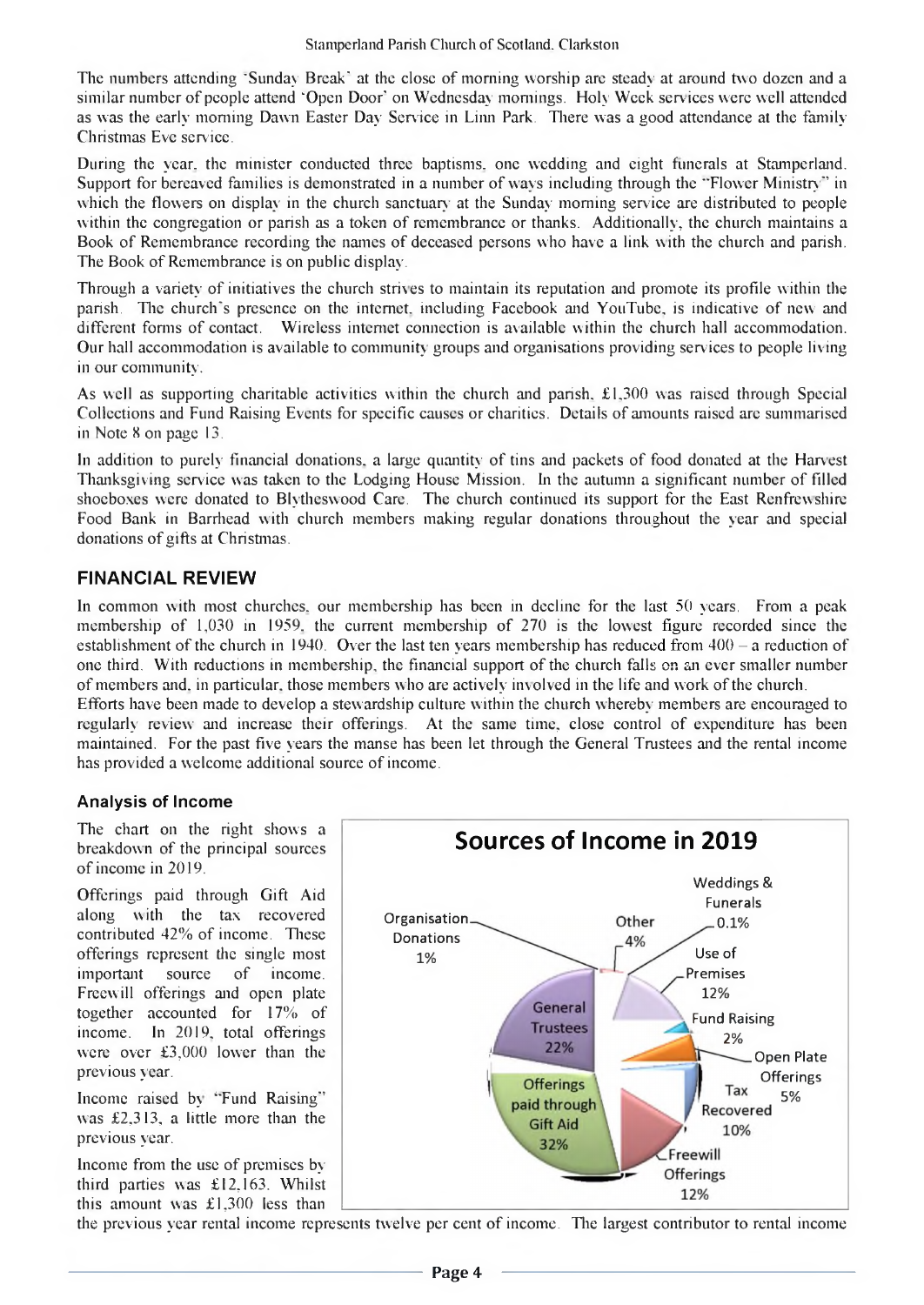The numbers attending 'Sunday Break' at the close of morning worship are steady at around two dozen and a similar number of people attend 'Open Door' on Wednesday mornings. Holy Week services were well attended as was the early morning Dawn Easter Day Service in Linn Park. There was a good attendance at the family Christmas Eve service.

During the year, the minister conducted three baptisms, one wedding and eight funerals at Stamperland. Support for bereaved families is demonstrated in a number of ways including through the "Flower Ministry" in which the flowers on display in the church sanctuary at the Sunday morning service are distributed to people within the congregation or parish as a token of remembrance or thanks. Additionally, the church maintains a Book of Remembrance recording the names of deceased persons who have a link with the church and parish. The Book of Remembrance is on public display.

Through a variety of initiatives the church strives to maintain its reputation and promote its profile within the parish. The church's presence on the internet, including Facebook and YouTube, is indicative of new and different forms of contact. Wireless internet connection is available within the church hall accommodation. Our hall accommodation is available to community groups and organisations providing services to people living in our community.

As well as supporting charitable activities within the church and parish, £1,300 was raised through Special Collections and Fund Raising Events for specific causes or charities. Details of amounts raised are summarised in Note 8 on page 13.

In addition to purely financial donations, a large quantity of tins and packets of food donated at the Harvest Thanksgiving service was taken to the Lodging House Mission. In the autumn a significant number of filled shoeboxes were donated to Blytheswood Care. The church continued its support for the East Renfrewshire Food Bank in Barrhead with church members making regular donations throughout the year and special donations of gifts at Christmas.

## FINANCIAL REVIEW

In common with most churches, our membership has been in decline for the last 50 years. From a peak membership of 1,030 in 1959, the current membership of 270 is the lowest figure recorded since the establishment of the church in 1940. Over the last ten years membership has reduced from 400 – a reduction of one third. With reductions in membership, the financial support of the church falls on an ever smaller number of members and, in particular, those members who are actively involved in the life and work of the church.

Efforts have been made to develop a stewardship culture within the church whereby members are encouraged to regularly review and increase their offerings. At the same time, close control of expenditure has been maintained. For the past five years the manse has been let through the General Trustees and the rental income has provided a welcome additional source of income.

### Analysis of Income

The chart on the right shows a breakdown of the principal sources of income in 2019.

**Sources of Income in 2019**

| Source | Share |
|---|---|
| Offerings paid through Gift Aid | 32% |
| General Trustees | 22% |
| Use of Premises | 12% |
| Freewill Offerings | 12% |
| Tax Recovered | 10% |
| Open Plate Offerings | 5% |
| Other | 4% |
| Fund Raising | 2% |
| Organisation Donations | 1% |
| Weddings & Funerals | 0.1% |

Offerings paid through Gift Aid along with the tax recovered contributed 42% of income. These offerings represent the single most important source of income. Freewill offerings and open plate together accounted for 17% of income. In 2019, total offerings were over £3,000 lower than the previous year.

Income raised by "Fund Raising" was £2,313, a little more than the previous year.

Income from the use of premises by third parties was £12,163. Whilst this amount was £1,300 less than the previous year rental income represents twelve per cent of income. The largest contributor to rental income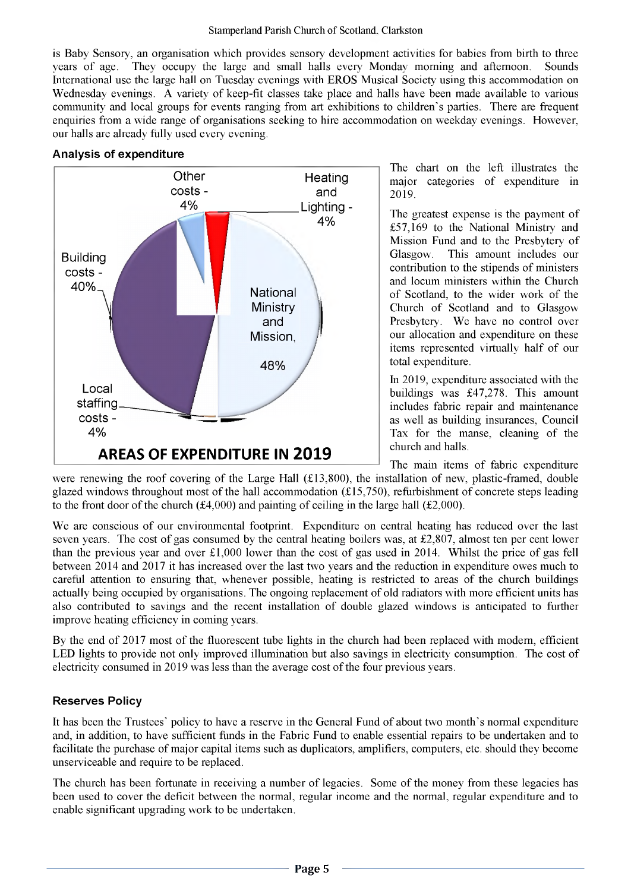is Baby Sensory, an organisation which provides sensory development activities for babies from birth to three years of age. They occupy the large and small halls every Monday morning and afternoon. Sounds International use the large hall on Tuesday evenings with EROS Musical Society using this accommodation on Wednesday evenings. A variety of keep-fit classes take place and halls have been made available to various community and local groups for events ranging from art exhibitions to children's parties. There are frequent enquiries from a wide range of organisations seeking to hire accommodation on weekday evenings. However, our halls are already fully used every evening.

### Analysis of expenditure

Other costs - 4%

Heating and Lighting - 4%

Building costs - 40%

National Ministry and Mission, 48%

Local staffing costs - 4%

**AREAS OF EXPENDITURE IN 2019**

The chart on the left illustrates the major categories of expenditure in 2019.

The greatest expense is the payment of £57,169 to the National Ministry and Mission Fund and to the Presbytery of Glasgow. This amount includes our contribution to the stipends of ministers and locum ministers within the Church of Scotland, to the wider work of the Church of Scotland and to Glasgow Presbytery. We have no control over our allocation and expenditure on these items represented virtually half of our total expenditure.

In 2019, expenditure associated with the buildings was £47,278. This amount includes fabric repair and maintenance as well as building insurances, Council Tax for the manse, cleaning of the church and halls.

The main items of fabric expenditure were renewing the roof covering of the Large Hall (£13,800), the installation of new, plastic-framed, double glazed windows throughout most of the hall accommodation (£15,750), refurbishment of concrete steps leading to the front door of the church (£4,000) and painting of ceiling in the large hall (£2,000).

We are conscious of our environmental footprint. Expenditure on central heating has reduced over the last seven years. The cost of gas consumed by the central heating boilers was, at £2,807, almost ten per cent lower than the previous year and over £1,000 lower than the cost of gas used in 2014. Whilst the price of gas fell between 2014 and 2017 it has increased over the last two years and the reduction in expenditure owes much to careful attention to ensuring that, whenever possible, heating is restricted to areas of the church buildings actually being occupied by organisations. The ongoing replacement of old radiators with more efficient units has also contributed to savings and the recent installation of double glazed windows is anticipated to further improve heating efficiency in coming years.

By the end of 2017 most of the fluorescent tube lights in the church had been replaced with modern, efficient LED lights to provide not only improved illumination but also savings in electricity consumption. The cost of electricity consumed in 2019 was less than the average cost of the four previous years.

### Reserves Policy

It has been the Trustees' policy to have a reserve in the General Fund of about two month's normal expenditure and, in addition, to have sufficient funds in the Fabric Fund to enable essential repairs to be undertaken and to facilitate the purchase of major capital items such as duplicators, amplifiers, computers, etc. should they become unserviceable and require to be replaced.

The church has been fortunate in receiving a number of legacies. Some of the money from these legacies has been used to cover the deficit between the normal, regular income and the normal, regular expenditure and to enable significant upgrading work to be undertaken.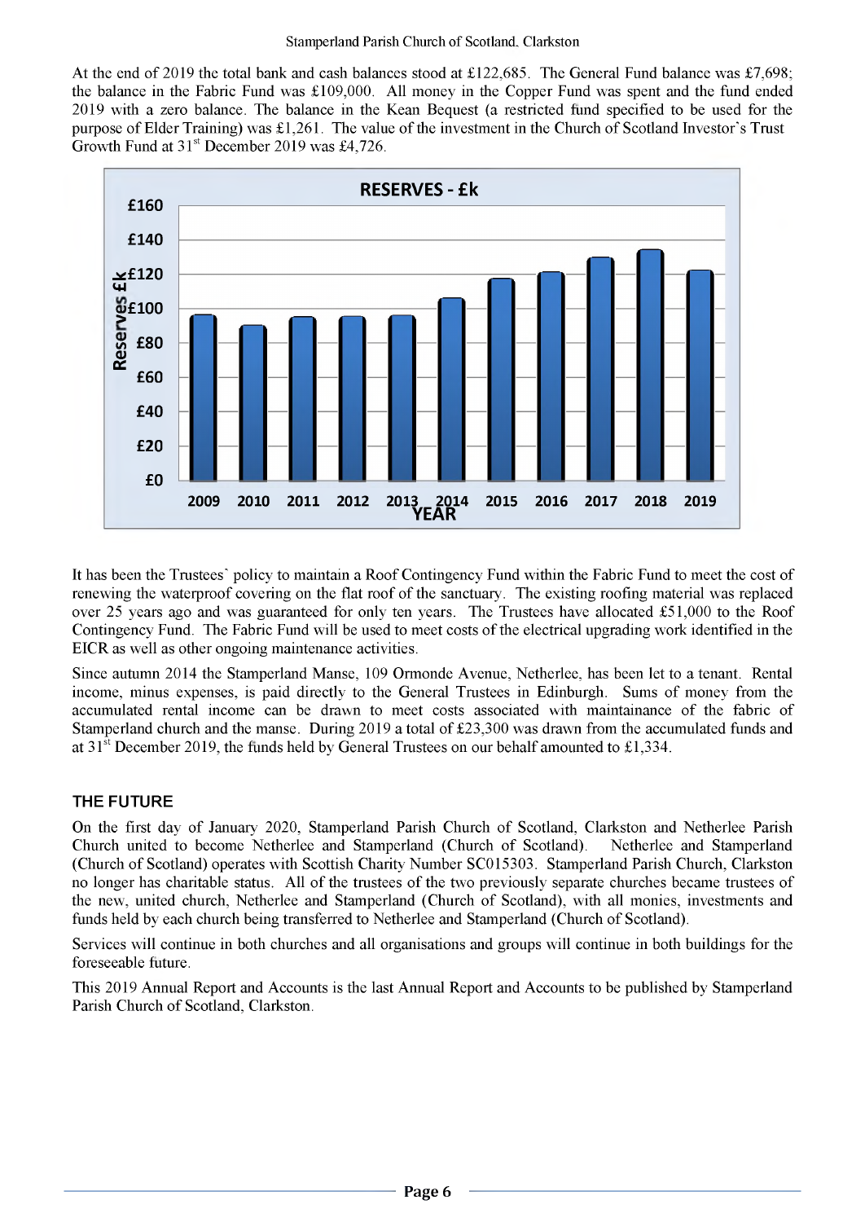At the end of 2019 the total bank and cash balances stood at £122,685. The General Fund balance was £7,698; the balance in the Fabric Fund was £109,000. All money in the Copper Fund was spent and the fund ended 2019 with a zero balance. The balance in the Kean Bequest (a restricted fund specified to be used for the purpose of Elder Training) was £1,261. The value of the investment in the Church of Scotland Investor's Trust Growth Fund at 31st December 2019 was £4,726.

It has been the Trustees' policy to maintain a Roof Contingency Fund within the Fabric Fund to meet the cost of renewing the waterproof covering on the flat roof of the sanctuary. The existing roofing material was replaced over 25 years ago and was guaranteed for only ten years. The Trustees have allocated £51,000 to the Roof Contingency Fund. The Fabric Fund will be used to meet costs of the electrical upgrading work identified in the EICR as well as other ongoing maintenance activities.

Since autumn 2014 the Stamperland Manse, 109 Ormonde Avenue, Netherlee, has been let to a tenant. Rental income, minus expenses, is paid directly to the General Trustees in Edinburgh. Sums of money from the accumulated rental income can be drawn to meet costs associated with maintainance of the fabric of Stamperland church and the manse. During 2019 a total of £23,300 was drawn from the accumulated funds and at 31st December 2019, the funds held by General Trustees on our behalf amounted to £1,334.

## THE FUTURE

On the first day of January 2020, Stamperland Parish Church of Scotland, Clarkston and Netherlee Parish Church united to become Netherlee and Stamperland (Church of Scotland). Netherlee and Stamperland (Church of Scotland) operates with Scottish Charity Number SC015303. Stamperland Parish Church, Clarkston no longer has charitable status. All of the trustees of the two previously separate churches became trustees of the new, united church, Netherlee and Stamperland (Church of Scotland), with all monies, investments and funds held by each church being transferred to Netherlee and Stamperland (Church of Scotland).

Services will continue in both churches and all organisations and groups will continue in both buildings for the foreseeable future.

This 2019 Annual Report and Accounts is the last Annual Report and Accounts to be published by Stamperland Parish Church of Scotland, Clarkston.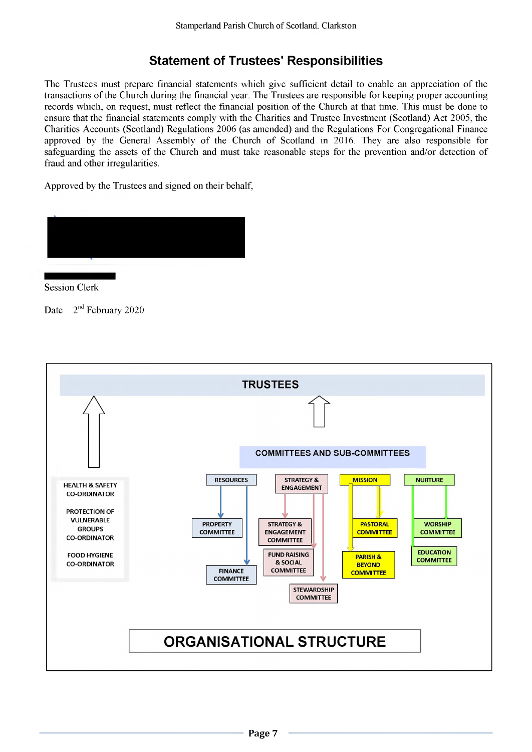## Statement of Trustees' Responsibilities

The Trustees must prepare financial statements which give sufficient detail to enable an appreciation of the transactions of the Church during the financial year. The Trustees are responsible for keeping proper accounting records which, on request, must reflect the financial position of the Church at that time. This must be done to ensure that the financial statements comply with the Charities and Trustee Investment (Scotland) Act 2005, the Charities Accounts (Scotland) Regulations 2006 (as amended) and the Regulations For Congregational Finance approved by the General Assembly of the Church of Scotland in 2016. They are also responsible for safeguarding the assets of the Church and must take reasonable steps for the prevention and/or detection of fraud and other irregularities.

Approved by the Trustees and signed on their behalf,

Session Clerk

Date 2nd February 2020

TRUSTEES

COMMITTEES AND SUB-COMMITTEES

HEALTH & SAFETY CO-ORDINATOR

PROTECTION OF VULNERABLE GROUPS CO-ORDINATOR

FOOD HYGIENE CO-ORDINATOR

RESOURCES
- PROPERTY COMMITTEE
- FINANCE COMMITTEE

STRATEGY & ENGAGEMENT
- STRATEGY & ENGAGEMENT COMMITTEE
- FUND RAISING & SOCIAL COMMITTEE
- STEWARDSHIP COMMITTEE

MISSION
- PASTORAL COMMITTEE
- PARISH & BEYOND COMMITTEE

NURTURE
- WORSHIP COMMITTEE
- EDUCATION COMMITTEE

ORGANISATIONAL STRUCTURE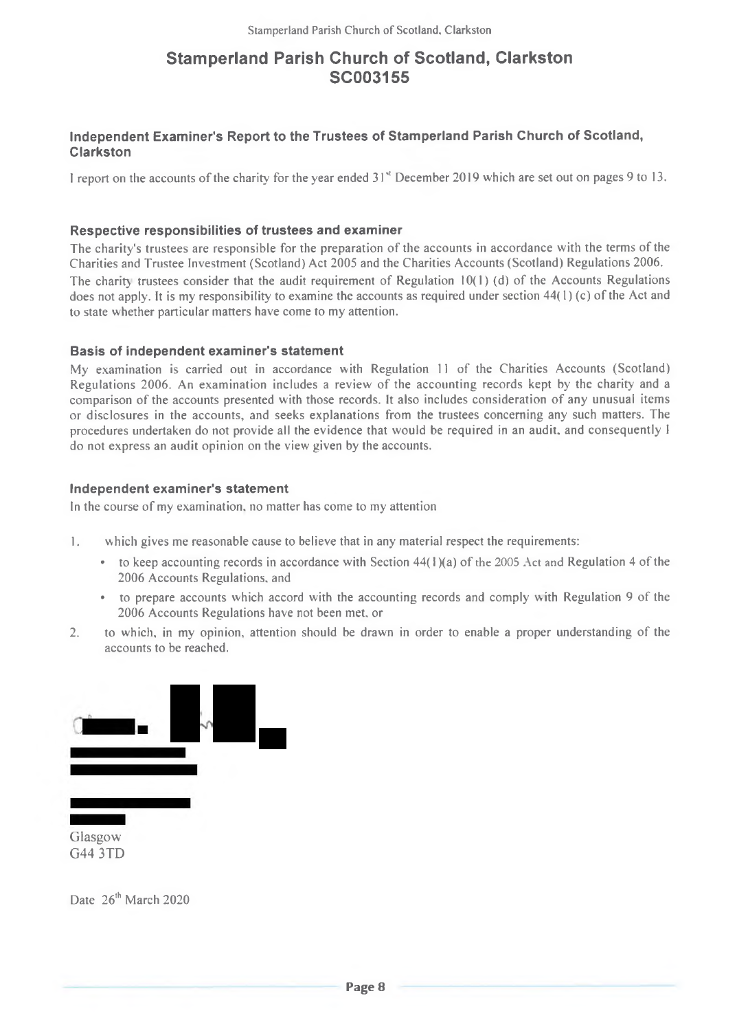# Stamperland Parish Church of Scotland, Clarkston
# SC003155

### Independent Examiner's Report to the Trustees of Stamperland Parish Church of Scotland, Clarkston

I report on the accounts of the charity for the year ended 31st December 2019 which are set out on pages 9 to 13.

### Respective responsibilities of trustees and examiner

The charity's trustees are responsible for the preparation of the accounts in accordance with the terms of the Charities and Trustee Investment (Scotland) Act 2005 and the Charities Accounts (Scotland) Regulations 2006.

The charity trustees consider that the audit requirement of Regulation 10(1) (d) of the Accounts Regulations does not apply. It is my responsibility to examine the accounts as required under section 44(1) (c) of the Act and to state whether particular matters have come to my attention.

### Basis of independent examiner's statement

My examination is carried out in accordance with Regulation 11 of the Charities Accounts (Scotland) Regulations 2006. An examination includes a review of the accounting records kept by the charity and a comparison of the accounts presented with those records. It also includes consideration of any unusual items or disclosures in the accounts, and seeks explanations from the trustees concerning any such matters. The procedures undertaken do not provide all the evidence that would be required in an audit, and consequently I do not express an audit opinion on the view given by the accounts.

### Independent examiner's statement

In the course of my examination, no matter has come to my attention

1. which gives me reasonable cause to believe that in any material respect the requirements:
   - to keep accounting records in accordance with Section 44(1)(a) of the 2005 Act and Regulation 4 of the 2006 Accounts Regulations, and
   - to prepare accounts which accord with the accounting records and comply with Regulation 9 of the 2006 Accounts Regulations have not been met, or
2. to which, in my opinion, attention should be drawn in order to enable a proper understanding of the accounts to be reached.

Glasgow
G44 3TD

Date 26th March 2020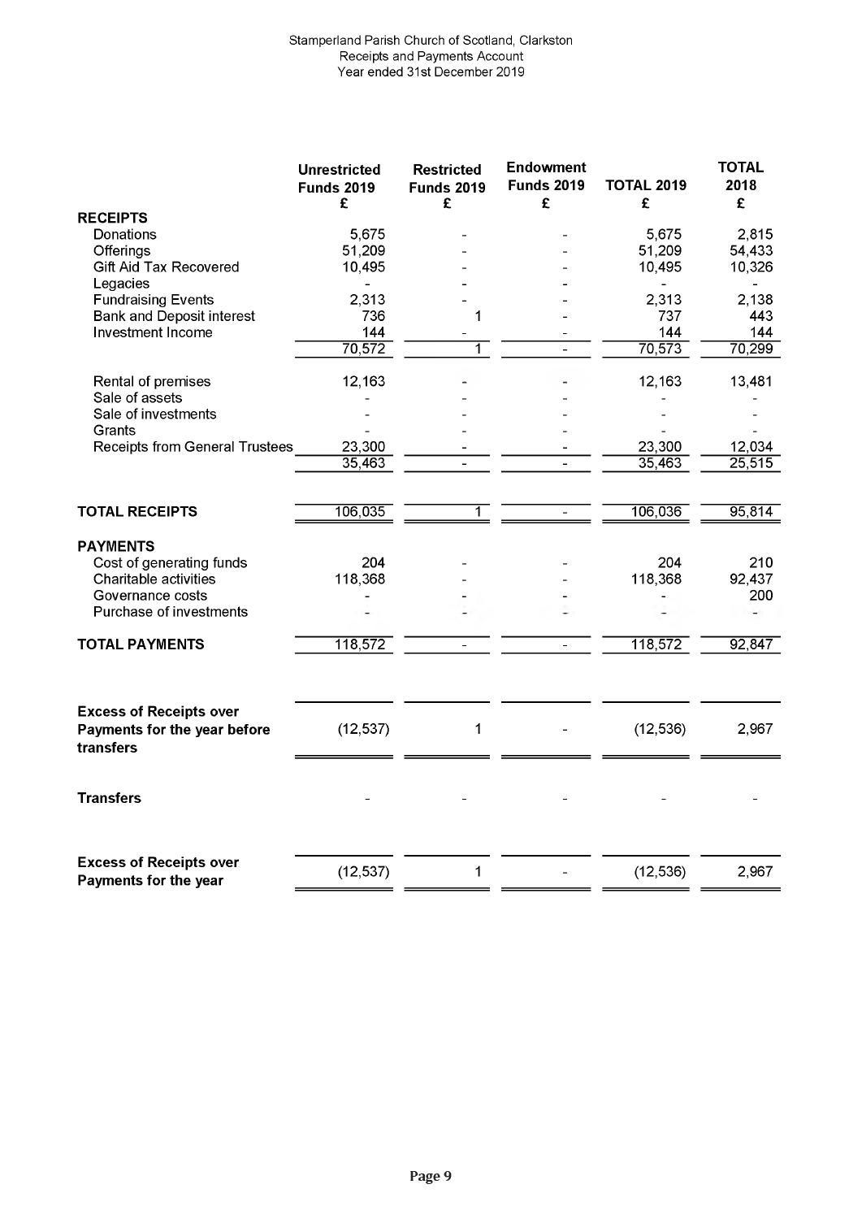Stamperland Parish Church of Scotland, Clarkston
Receipts and Payments Account
Year ended 31st December 2019

| | Unrestricted Funds 2019 £ | Restricted Funds 2019 £ | Endowment Funds 2019 £ | TOTAL 2019 £ | TOTAL 2018 £ |
|---|---|---|---|---|---|
| **RECEIPTS** | | | | | |
| Donations | 5,675 | - | - | 5,675 | 2,815 |
| Offerings | 51,209 | - | - | 51,209 | 54,433 |
| Gift Aid Tax Recovered | 10,495 | - | - | 10,495 | 10,326 |
| Legacies | - | - | - | - | - |
| Fundraising Events | 2,313 | - | - | 2,313 | 2,138 |
| Bank and Deposit interest | 736 | 1 | - | 737 | 443 |
| Investment Income | 144 | - | - | 144 | 144 |
| | 70,572 | 1 | - | 70,573 | 70,299 |
| Rental of premises | 12,163 | - | - | 12,163 | 13,481 |
| Sale of assets | - | - | - | - | - |
| Sale of investments | - | - | - | - | - |
| Grants | - | - | - | - | - |
| Receipts from General Trustees | 23,300 | - | - | 23,300 | 12,034 |
| | 35,463 | - | - | 35,463 | 25,515 |
| **TOTAL RECEIPTS** | 106,035 | 1 | - | 106,036 | 95,814 |
| **PAYMENTS** | | | | | |
| Cost of generating funds | 204 | - | - | 204 | 210 |
| Charitable activities | 118,368 | - | - | 118,368 | 92,437 |
| Governance costs | - | - | - | - | 200 |
| Purchase of investments | - | - | - | - | - |
| **TOTAL PAYMENTS** | 118,572 | - | - | 118,572 | 92,847 |
| **Excess of Receipts over Payments for the year before transfers** | (12,537) | 1 | - | (12,536) | 2,967 |
| **Transfers** | - | - | - | - | - |
| **Excess of Receipts over Payments for the year** | (12,537) | 1 | - | (12,536) | 2,967 |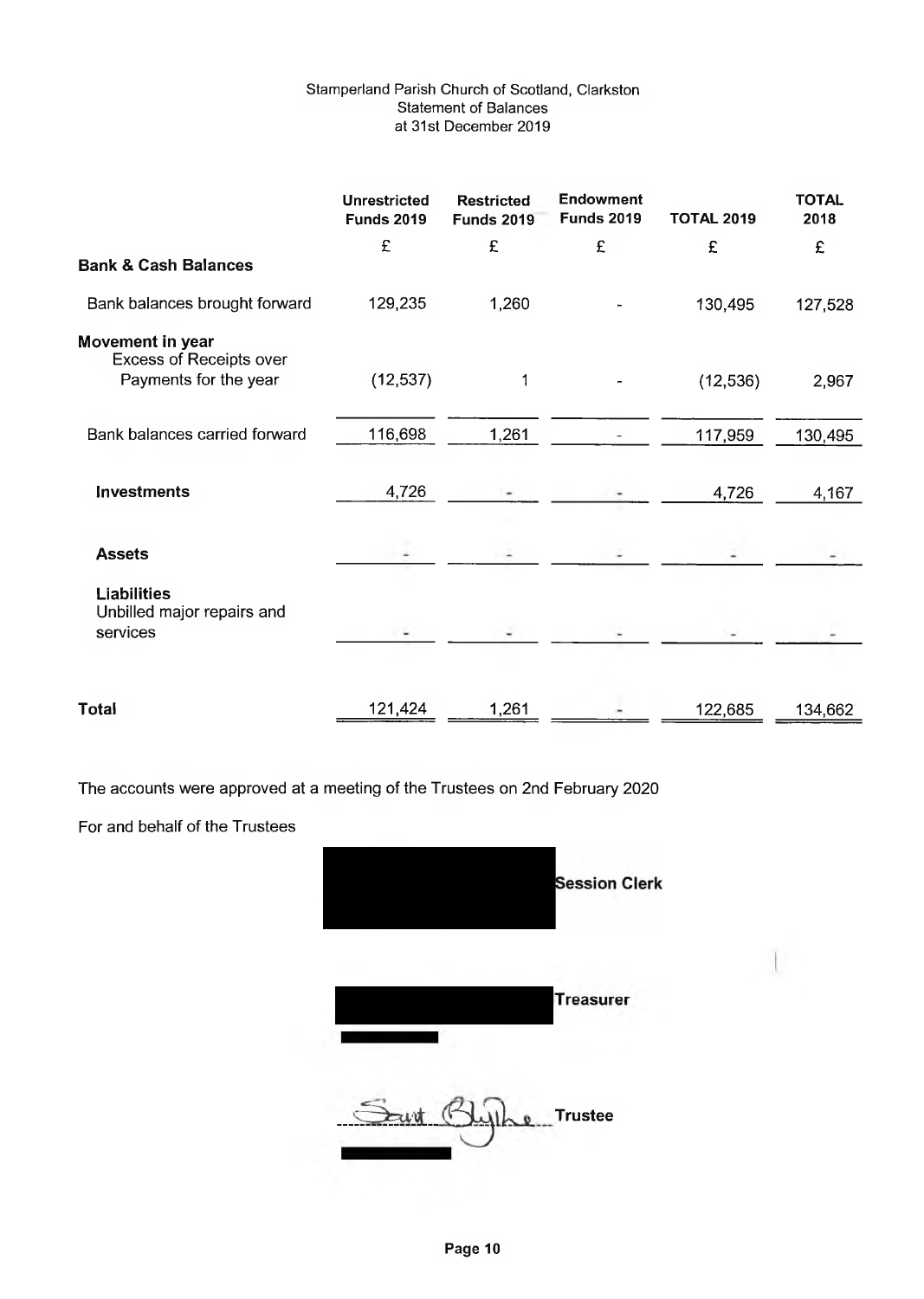Stamperland Parish Church of Scotland, Clarkston
Statement of Balances
at 31st December 2019

| | Unrestricted Funds 2019 | Restricted Funds 2019 | Endowment Funds 2019 | TOTAL 2019 | TOTAL 2018 |
|---|---|---|---|---|---|
| | £ | £ | £ | £ | £ |
| **Bank & Cash Balances** | | | | | |
| Bank balances brought forward | 129,235 | 1,260 | - | 130,495 | 127,528 |
| **Movement in year** | | | | | |
| Excess of Receipts over Payments for the year | (12,537) | 1 | - | (12,536) | 2,967 |
| Bank balances carried forward | 116,698 | 1,261 | - | 117,959 | 130,495 |
| **Investments** | 4,726 | - | - | 4,726 | 4,167 |
| **Assets** | - | - | - | - | - |
| **Liabilities** | | | | | |
| Unbilled major repairs and services | - | - | - | - | - |
| **Total** | 121,424 | 1,261 | - | 122,685 | 134,662 |

The accounts were approved at a meeting of the Trustees on 2nd February 2020

For and behalf of the Trustees

**Session Clerk**

**Treasurer**

**Trustee**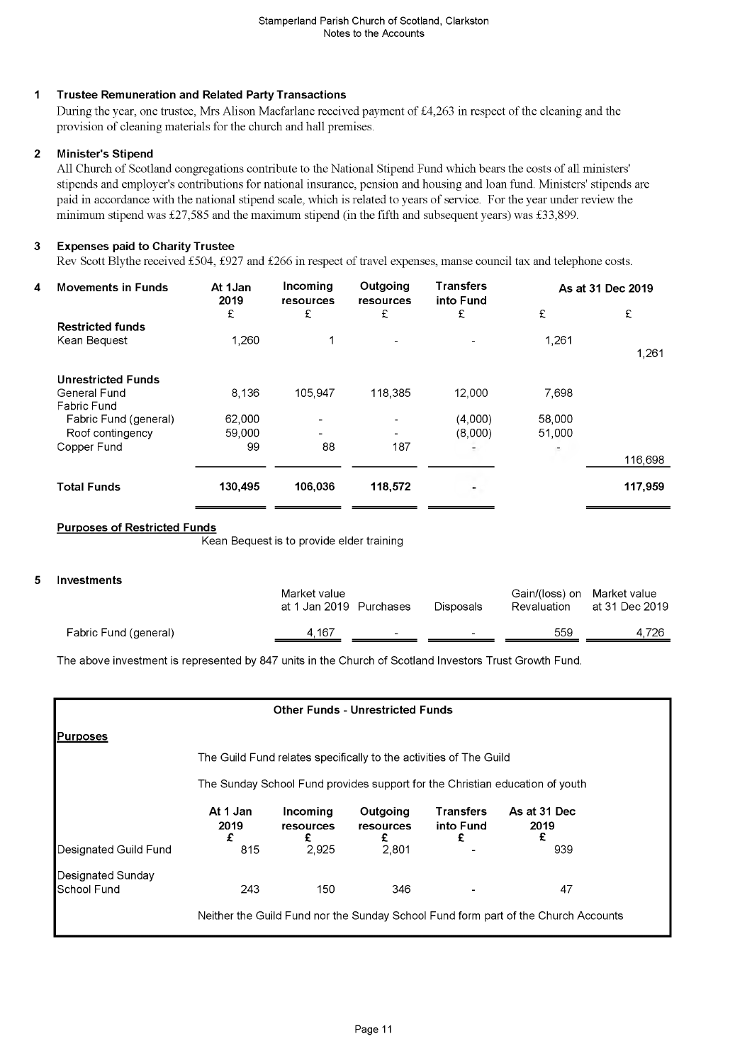Stamperland Parish Church of Scotland, Clarkston
Notes to the Accounts

## 1 Trustee Remuneration and Related Party Transactions

During the year, one trustee, Mrs Alison Macfarlane received payment of £4,263 in respect of the cleaning and the provision of cleaning materials for the church and hall premises.

## 2 Minister's Stipend

All Church of Scotland congregations contribute to the National Stipend Fund which bears the costs of all ministers' stipends and employer's contributions for national insurance, pension and housing and loan fund. Ministers' stipends are paid in accordance with the national stipend scale, which is related to years of service. For the year under review the minimum stipend was £27,585 and the maximum stipend (in the fifth and subsequent years) was £33,899.

## 3 Expenses paid to Charity Trustee

Rev Scott Blythe received £504, £927 and £266 in respect of travel expenses, manse council tax and telephone costs.

## 4 Movements in Funds

| | At 1Jan 2019 | Incoming resources | Outgoing resources | Transfers into Fund | As at 31 Dec 2019 | |
|---|---|---|---|---|---|---|
| | £ | £ | £ | £ | £ | £ |
| **Restricted funds** | | | | | | |
| Kean Bequest | 1,260 | 1 | - | - | 1,261 | |
| | | | | | | 1,261 |
| **Unrestricted Funds** | | | | | | |
| General Fund | 8,136 | 105,947 | 118,385 | 12,000 | 7,698 | |
| Fabric Fund | | | | | | |
| Fabric Fund (general) | 62,000 | - | - | (4,000) | 58,000 | |
| Roof contingency | 59,000 | - | - | (8,000) | 51,000 | |
| Copper Fund | 99 | 88 | 187 | - | - | |
| | | | | | | 116,698 |
| **Total Funds** | **130,495** | **106,036** | **118,572** | **-** | | **117,959** |

**Purposes of Restricted Funds**

Kean Bequest is to provide elder training

## 5 Investments

| | Market value at 1 Jan 2019 | Purchases | Disposals | Gain/(loss) on Revaluation | Market value at 31 Dec 2019 |
|---|---|---|---|---|---|
| Fabric Fund (general) | 4,167 | - | - | 559 | 4,726 |

The above investment is represented by 847 units in the Church of Scotland Investors Trust Growth Fund.

### Other Funds - Unrestricted Funds

**Purposes**

The Guild Fund relates specifically to the activities of The Guild

The Sunday School Fund provides support for the Christian education of youth

| | At 1 Jan 2019 | Incoming resources | Outgoing resources | Transfers into Fund | As at 31 Dec 2019 |
|---|---|---|---|---|---|
| | £ | £ | £ | £ | £ |
| Designated Guild Fund | 815 | 2,925 | 2,801 | - | 939 |
| Designated Sunday School Fund | 243 | 150 | 346 | - | 47 |

Neither the Guild Fund nor the Sunday School Fund form part of the Church Accounts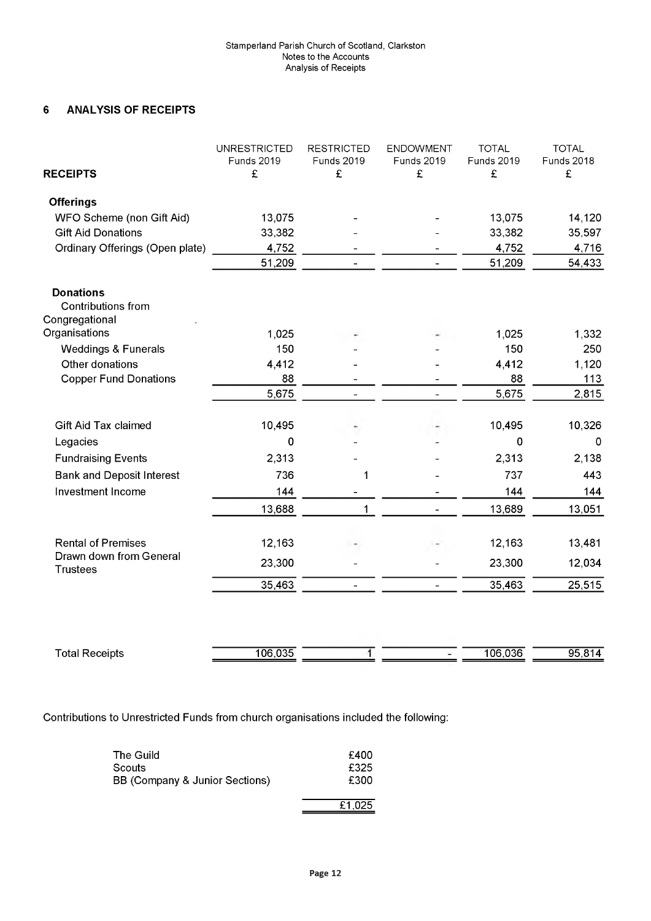Stamperland Parish Church of Scotland, Clarkston
Notes to the Accounts
Analysis of Receipts

## 6 ANALYSIS OF RECEIPTS

| RECEIPTS | UNRESTRICTED Funds 2019 £ | RESTRICTED Funds 2019 £ | ENDOWMENT Funds 2019 £ | TOTAL Funds 2019 £ | TOTAL Funds 2018 £ |
|---|---|---|---|---|---|
| **Offerings** | | | | | |
| WFO Scheme (non Gift Aid) | 13,075 | - | - | 13,075 | 14,120 |
| Gift Aid Donations | 33,382 | - | - | 33,382 | 35,597 |
| Ordinary Offerings (Open plate) | 4,752 | - | - | 4,752 | 4,716 |
| | 51,209 | - | - | 51,209 | 54,433 |
| **Donations** | | | | | |
| Contributions from Congregational Organisations | 1,025 | - | - | 1,025 | 1,332 |
| Weddings & Funerals | 150 | - | - | 150 | 250 |
| Other donations | 4,412 | - | - | 4,412 | 1,120 |
| Copper Fund Donations | 88 | - | - | 88 | 113 |
| | 5,675 | - | - | 5,675 | 2,815 |
| Gift Aid Tax claimed | 10,495 | - | - | 10,495 | 10,326 |
| Legacies | 0 | - | - | 0 | 0 |
| Fundraising Events | 2,313 | - | - | 2,313 | 2,138 |
| Bank and Deposit Interest | 736 | 1 | - | 737 | 443 |
| Investment Income | 144 | - | - | 144 | 144 |
| | 13,688 | 1 | - | 13,689 | 13,051 |
| Rental of Premises | 12,163 | - | - | 12,163 | 13,481 |
| Drawn down from General Trustees | 23,300 | - | - | 23,300 | 12,034 |
| | 35,463 | - | - | 35,463 | 25,515 |
| Total Receipts | 106,035 | 1 | - | 106,036 | 95,814 |

Contributions to Unrestricted Funds from church organisations included the following:

| | |
|---|---|
| The Guild | £400 |
| Scouts | £325 |
| BB (Company & Junior Sections) | £300 |
| | £1,025 |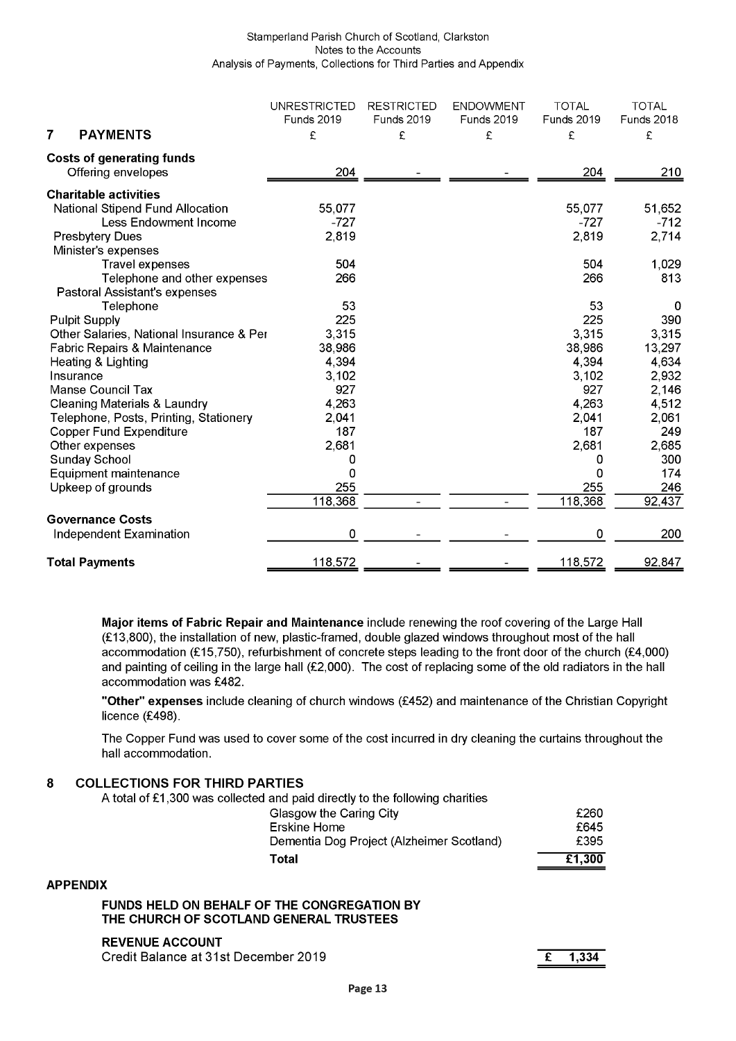Stamperland Parish Church of Scotland, Clarkston
Notes to the Accounts
Analysis of Payments, Collections for Third Parties and Appendix

| 7 PAYMENTS | UNRESTRICTED Funds 2019 £ | RESTRICTED Funds 2019 £ | ENDOWMENT Funds 2019 £ | TOTAL Funds 2019 £ | TOTAL Funds 2018 £ |
|---|---|---|---|---|---|
| **Costs of generating funds** | | | | | |
| Offering envelopes | 204 | - | - | 204 | 210 |
| **Charitable activities** | | | | | |
| National Stipend Fund Allocation | 55,077 | | | 55,077 | 51,652 |
| Less Endowment Income | -727 | | | -727 | -712 |
| Presbytery Dues | 2,819 | | | 2,819 | 2,714 |
| Minister's expenses | | | | | |
| Travel expenses | 504 | | | 504 | 1,029 |
| Telephone and other expenses | 266 | | | 266 | 813 |
| Pastoral Assistant's expenses | | | | | |
| Telephone | 53 | | | 53 | 0 |
| Pulpit Supply | 225 | | | 225 | 390 |
| Other Salaries, National Insurance & Per | 3,315 | | | 3,315 | 3,315 |
| Fabric Repairs & Maintenance | 38,986 | | | 38,986 | 13,297 |
| Heating & Lighting | 4,394 | | | 4,394 | 4,634 |
| Insurance | 3,102 | | | 3,102 | 2,932 |
| Manse Council Tax | 927 | | | 927 | 2,146 |
| Cleaning Materials & Laundry | 4,263 | | | 4,263 | 4,512 |
| Telephone, Posts, Printing, Stationery | 2,041 | | | 2,041 | 2,061 |
| Copper Fund Expenditure | 187 | | | 187 | 249 |
| Other expenses | 2,681 | | | 2,681 | 2,685 |
| Sunday School | 0 | | | 0 | 300 |
| Equipment maintenance | 0 | | | 0 | 174 |
| Upkeep of grounds | 255 | | | 255 | 246 |
| | 118,368 | - | - | 118,368 | 92,437 |
| **Governance Costs** | | | | | |
| Independent Examination | 0 | - | - | 0 | 200 |
| **Total Payments** | 118,572 | - | - | 118,572 | 92,847 |

**Major items of Fabric Repair and Maintenance** include renewing the roof covering of the Large Hall (£13,800), the installation of new, plastic-framed, double glazed windows throughout most of the hall accommodation (£15,750), refurbishment of concrete steps leading to the front door of the church (£4,000) and painting of ceiling in the large hall (£2,000). The cost of replacing some of the old radiators in the hall accommodation was £482.

**"Other" expenses** include cleaning of church windows (£452) and maintenance of the Christian Copyright licence (£498).

The Copper Fund was used to cover some of the cost incurred in dry cleaning the curtains throughout the hall accommodation.

## 8 COLLECTIONS FOR THIRD PARTIES

A total of £1,300 was collected and paid directly to the following charities

| | |
|---|---|
| Glasgow the Caring City | £260 |
| Erskine Home | £645 |
| Dementia Dog Project (Alzheimer Scotland) | £395 |
| **Total** | **£1,300** |

## APPENDIX

**FUNDS HELD ON BEHALF OF THE CONGREGATION BY THE CHURCH OF SCOTLAND GENERAL TRUSTEES**

**REVENUE ACCOUNT**

Credit Balance at 31st December 2019 £ 1,334